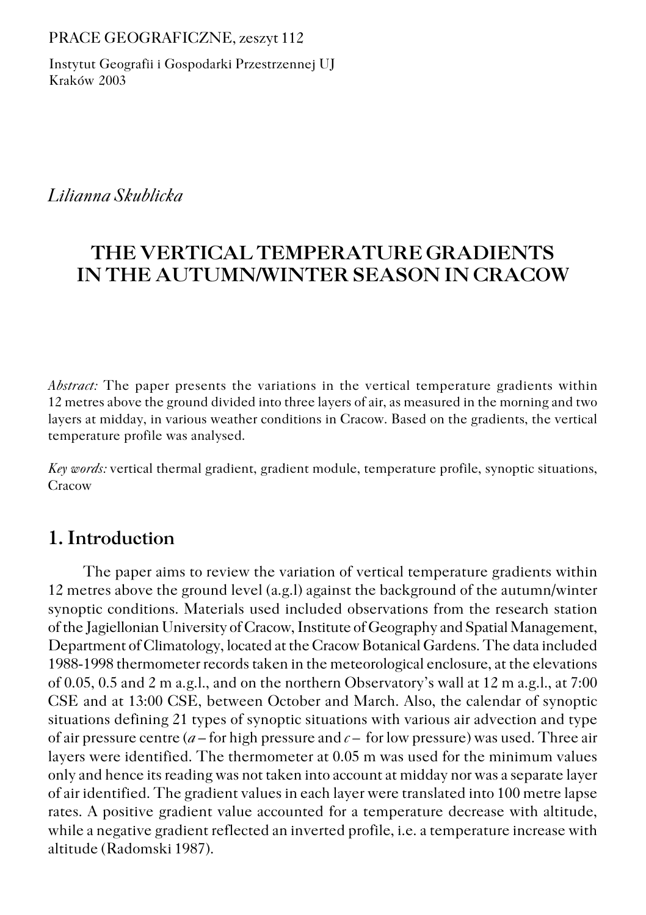PRACE GEOGRAFICZNE, zeszyt 112

Instytut Geografii i Gospodarki Przestrzennej UJ
Kraków 2003

*Lilianna Skublicka*

# THE VERTICAL TEMPERATURE GRADIENTS IN THE AUTUMN/WINTER SEASON IN CRACOW

*Abstract:* The paper presents the variations in the vertical temperature gradients within 12 metres above the ground divided into three layers of air, as measured in the morning and two layers at midday, in various weather conditions in Cracow. Based on the gradients, the vertical temperature profile was analysed.

*Key words:* vertical thermal gradient, gradient module, temperature profile, synoptic situations, Cracow

## 1. Introduction

The paper aims to review the variation of vertical temperature gradients within 12 metres above the ground level (a.g.l) against the background of the autumn/winter synoptic conditions. Materials used included observations from the research station of the Jagiellonian University of Cracow, Institute of Geography and Spatial Management, Department of Climatology, located at the Cracow Botanical Gardens. The data included 1988-1998 thermometer records taken in the meteorological enclosure, at the elevations of 0.05, 0.5 and 2 m a.g.l., and on the northern Observatory's wall at 12 m a.g.l., at 7:00 CSE and at 13:00 CSE, between October and March. Also, the calendar of synoptic situations defining 21 types of synoptic situations with various air advection and type of air pressure centre (*a* – for high pressure and *c* – for low pressure) was used. Three air layers were identified. The thermometer at 0.05 m was used for the minimum values only and hence its reading was not taken into account at midday nor was a separate layer of air identified. The gradient values in each layer were translated into 100 metre lapse rates. A positive gradient value accounted for a temperature decrease with altitude, while a negative gradient reflected an inverted profile, i.e. a temperature increase with altitude (Radomski 1987).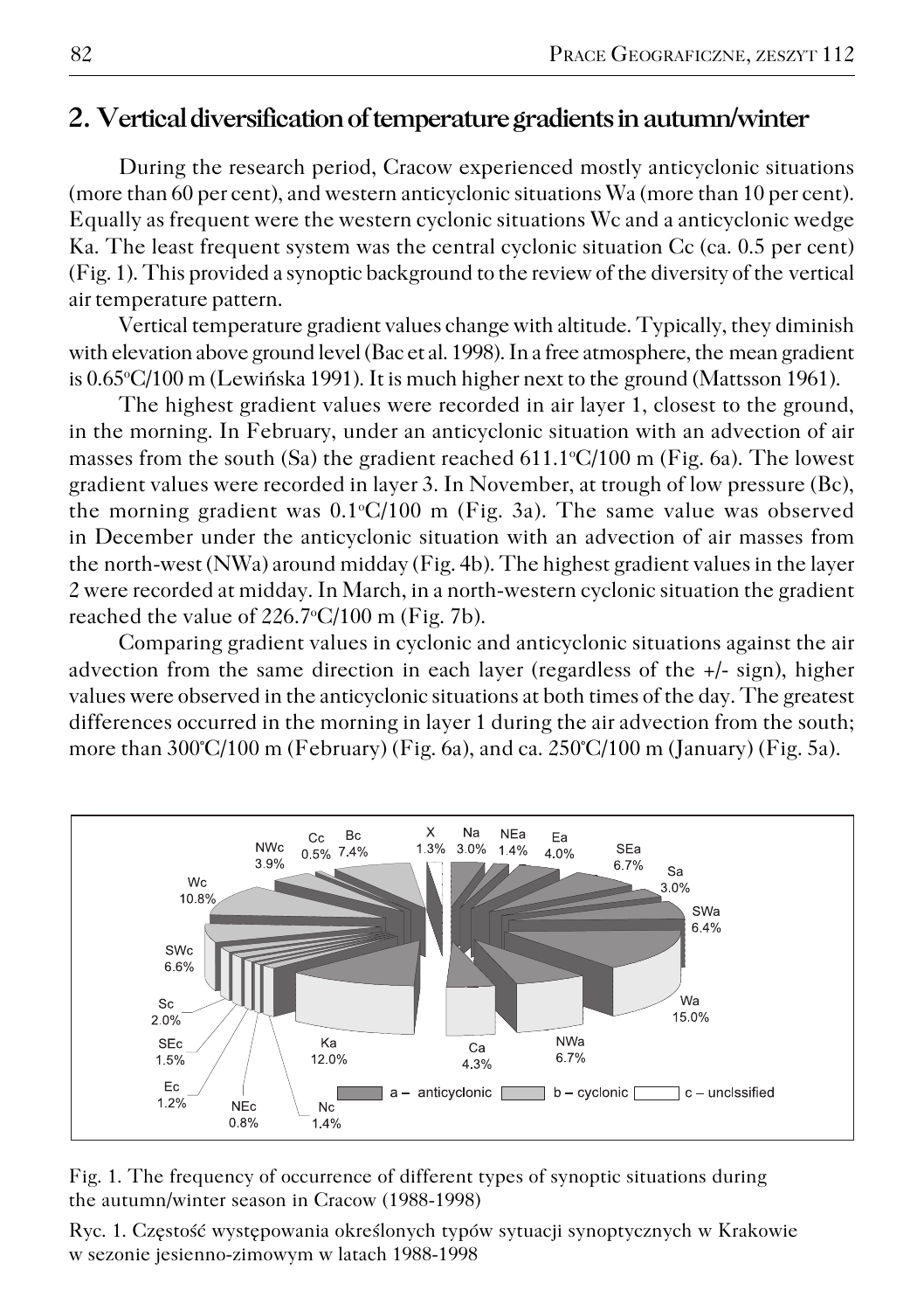## 2. Vertical diversification of temperature gradients in autumn/winter

During the research period, Cracow experienced mostly anticyclonic situations (more than 60 per cent), and western anticyclonic situations Wa (more than 10 per cent). Equally as frequent were the western cyclonic situations Wc and a anticyclonic wedge Ka. The least frequent system was the central cyclonic situation Cc (ca. 0.5 per cent) (Fig. 1). This provided a synoptic background to the review of the diversity of the vertical air temperature pattern.

Vertical temperature gradient values change with altitude. Typically, they diminish with elevation above ground level (Bac et al. 1998). In a free atmosphere, the mean gradient is 0.65°C/100 m (Lewińska 1991). It is much higher next to the ground (Mattsson 1961).

The highest gradient values were recorded in air layer 1, closest to the ground, in the morning. In February, under an anticyclonic situation with an advection of air masses from the south (Sa) the gradient reached 611.1°C/100 m (Fig. 6a). The lowest gradient values were recorded in layer 3. In November, at trough of low pressure (Bc), the morning gradient was 0.1°C/100 m (Fig. 3a). The same value was observed in December under the anticyclonic situation with an advection of air masses from the north-west (NWa) around midday (Fig. 4b). The highest gradient values in the layer 2 were recorded at midday. In March, in a north-western cyclonic situation the gradient reached the value of 226.7°C/100 m (Fig. 7b).

Comparing gradient values in cyclonic and anticyclonic situations against the air advection from the same direction in each layer (regardless of the +/- sign), higher values were observed in the anticyclonic situations at both times of the day. The greatest differences occurred in the morning in layer 1 during the air advection from the south; more than 300°C/100 m (February) (Fig. 6a), and ca. 250°C/100 m (January) (Fig. 5a).

Fig. 1. The frequency of occurrence of different types of synoptic situations during the autumn/winter season in Cracow (1988-1998)

Ryc. 1. Częstość występowania określonych typów sytuacji synoptycznych w Krakowie w sezonie jesienno-zimowym w latach 1988-1998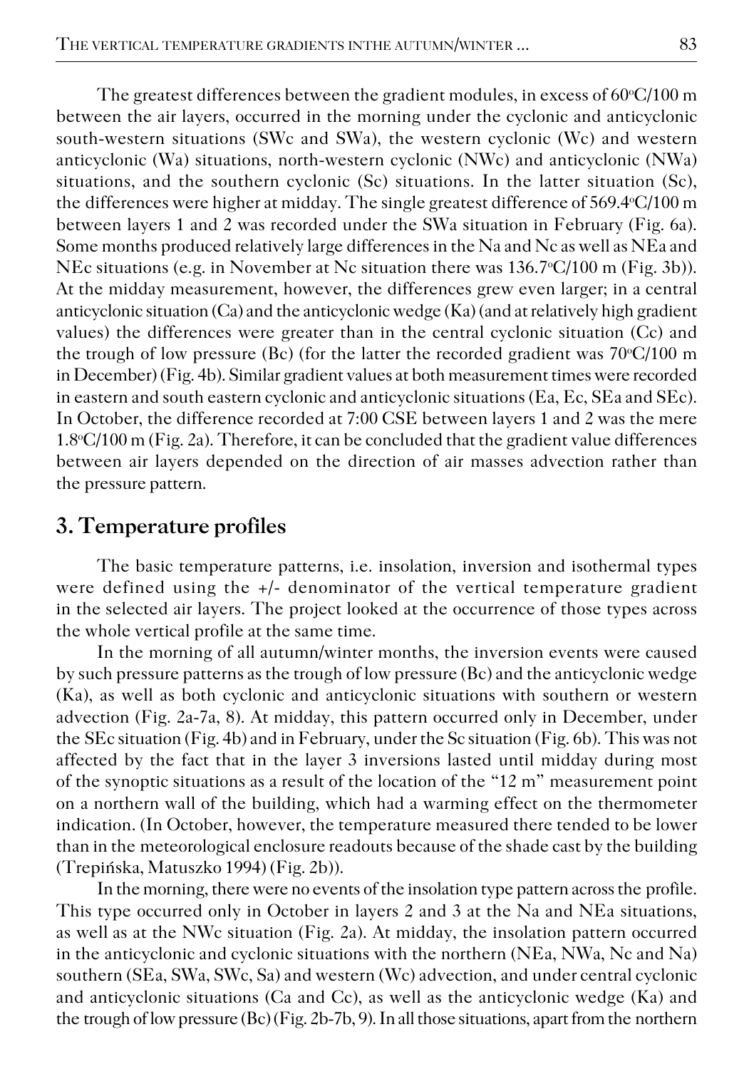The greatest differences between the gradient modules, in excess of 60°C/100 m between the air layers, occurred in the morning under the cyclonic and anticyclonic south-western situations (SWc and SWa), the western cyclonic (Wc) and western anticyclonic (Wa) situations, north-western cyclonic (NWc) and anticyclonic (NWa) situations, and the southern cyclonic (Sc) situations. In the latter situation (Sc), the differences were higher at midday. The single greatest difference of 569.4°C/100 m between layers 1 and 2 was recorded under the SWa situation in February (Fig. 6a). Some months produced relatively large differences in the Na and Nc as well as NEa and NEc situations (e.g. in November at Nc situation there was 136.7°C/100 m (Fig. 3b)). At the midday measurement, however, the differences grew even larger; in a central anticyclonic situation (Ca) and the anticyclonic wedge (Ka) (and at relatively high gradient values) the differences were greater than in the central cyclonic situation (Cc) and the trough of low pressure (Bc) (for the latter the recorded gradient was 70°C/100 m in December) (Fig. 4b). Similar gradient values at both measurement times were recorded in eastern and south eastern cyclonic and anticyclonic situations (Ea, Ec, SEa and SEc). In October, the difference recorded at 7:00 CSE between layers 1 and 2 was the mere 1.8°C/100 m (Fig. 2a). Therefore, it can be concluded that the gradient value differences between air layers depended on the direction of air masses advection rather than the pressure pattern.

## 3. Temperature profiles

The basic temperature patterns, i.e. insolation, inversion and isothermal types were defined using the +/- denominator of the vertical temperature gradient in the selected air layers. The project looked at the occurrence of those types across the whole vertical profile at the same time.

In the morning of all autumn/winter months, the inversion events were caused by such pressure patterns as the trough of low pressure (Bc) and the anticyclonic wedge (Ka), as well as both cyclonic and anticyclonic situations with southern or western advection (Fig. 2a-7a, 8). At midday, this pattern occurred only in December, under the SEc situation (Fig. 4b) and in February, under the Sc situation (Fig. 6b). This was not affected by the fact that in the layer 3 inversions lasted until midday during most of the synoptic situations as a result of the location of the "12 m" measurement point on a northern wall of the building, which had a warming effect on the thermometer indication. (In October, however, the temperature measured there tended to be lower than in the meteorological enclosure readouts because of the shade cast by the building (Trepińska, Matuszko 1994) (Fig. 2b)).

In the morning, there were no events of the insolation type pattern across the profile. This type occurred only in October in layers 2 and 3 at the Na and NEa situations, as well as at the NWc situation (Fig. 2a). At midday, the insolation pattern occurred in the anticyclonic and cyclonic situations with the northern (NEa, NWa, Nc and Na) southern (SEa, SWa, SWc, Sa) and western (Wc) advection, and under central cyclonic and anticyclonic situations (Ca and Cc), as well as the anticyclonic wedge (Ka) and the trough of low pressure (Bc) (Fig. 2b-7b, 9). In all those situations, apart from the northern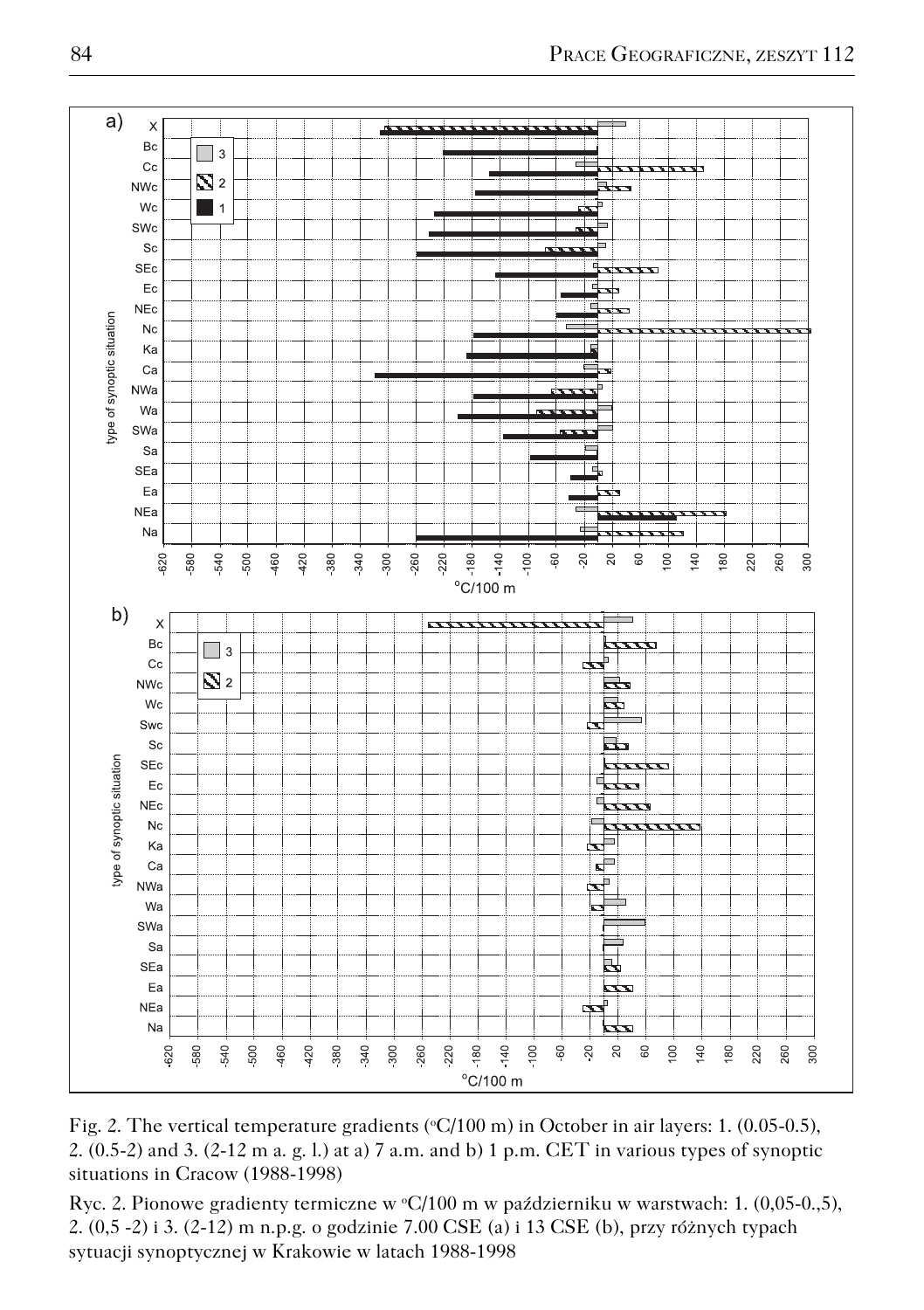Fig. 2. The vertical temperature gradients (°C/100 m) in October in air layers: 1. (0.05-0.5), 2. (0.5-2) and 3. (2-12 m a. g. l.) at a) 7 a.m. and b) 1 p.m. CET in various types of synoptic situations in Cracow (1988-1998)

Ryc. 2. Pionowe gradienty termiczne w °C/100 m w październiku w warstwach: 1. (0,05-0.,5), 2. (0,5 -2) i 3. (2-12) m n.p.g. o godzinie 7.00 CSE (a) i 13 CSE (b), przy różnych typach sytuacji synoptycznej w Krakowie w latach 1988-1998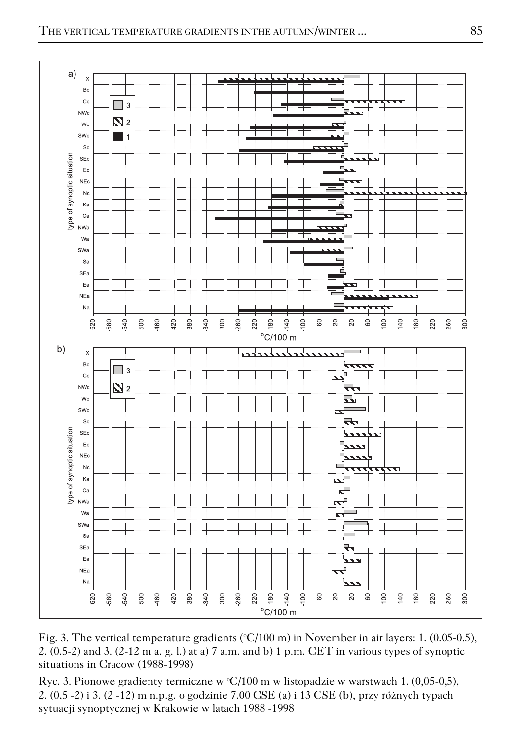Fig. 3. The vertical temperature gradients (°C/100 m) in November in air layers: 1. (0.05-0.5), 2. (0.5-2) and 3. (2-12 m a. g. l.) at a) 7 a.m. and b) 1 p.m. CET in various types of synoptic situations in Cracow (1988-1998)

Ryc. 3. Pionowe gradienty termiczne w °C/100 m w listopadzie w warstwach 1. (0,05-0,5), 2. (0,5 -2) i 3. (2 -12) m n.p.g. o godzinie 7.00 CSE (a) i 13 CSE (b), przy różnych typach sytuacji synoptycznej w Krakowie w latach 1988 -1998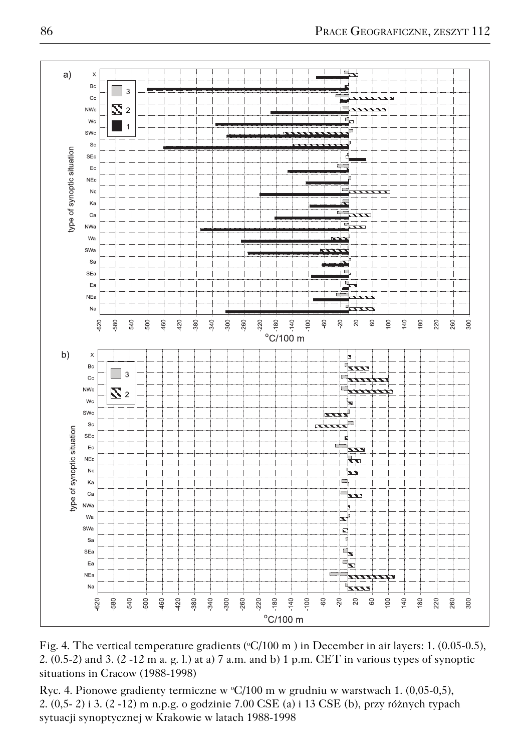Fig. 4. The vertical temperature gradients (°C/100 m ) in December in air layers: 1. (0.05-0.5), 2. (0.5-2) and 3. (2 -12 m a. g. l.) at a) 7 a.m. and b) 1 p.m. CET in various types of synoptic situations in Cracow (1988-1998)

Ryc. 4. Pionowe gradienty termiczne w °C/100 m w grudniu w warstwach 1. (0,05-0,5), 2. (0,5- 2) i 3. (2 -12) m n.p.g. o godzinie 7.00 CSE (a) i 13 CSE (b), przy różnych typach sytuacji synoptycznej w Krakowie w latach 1988-1998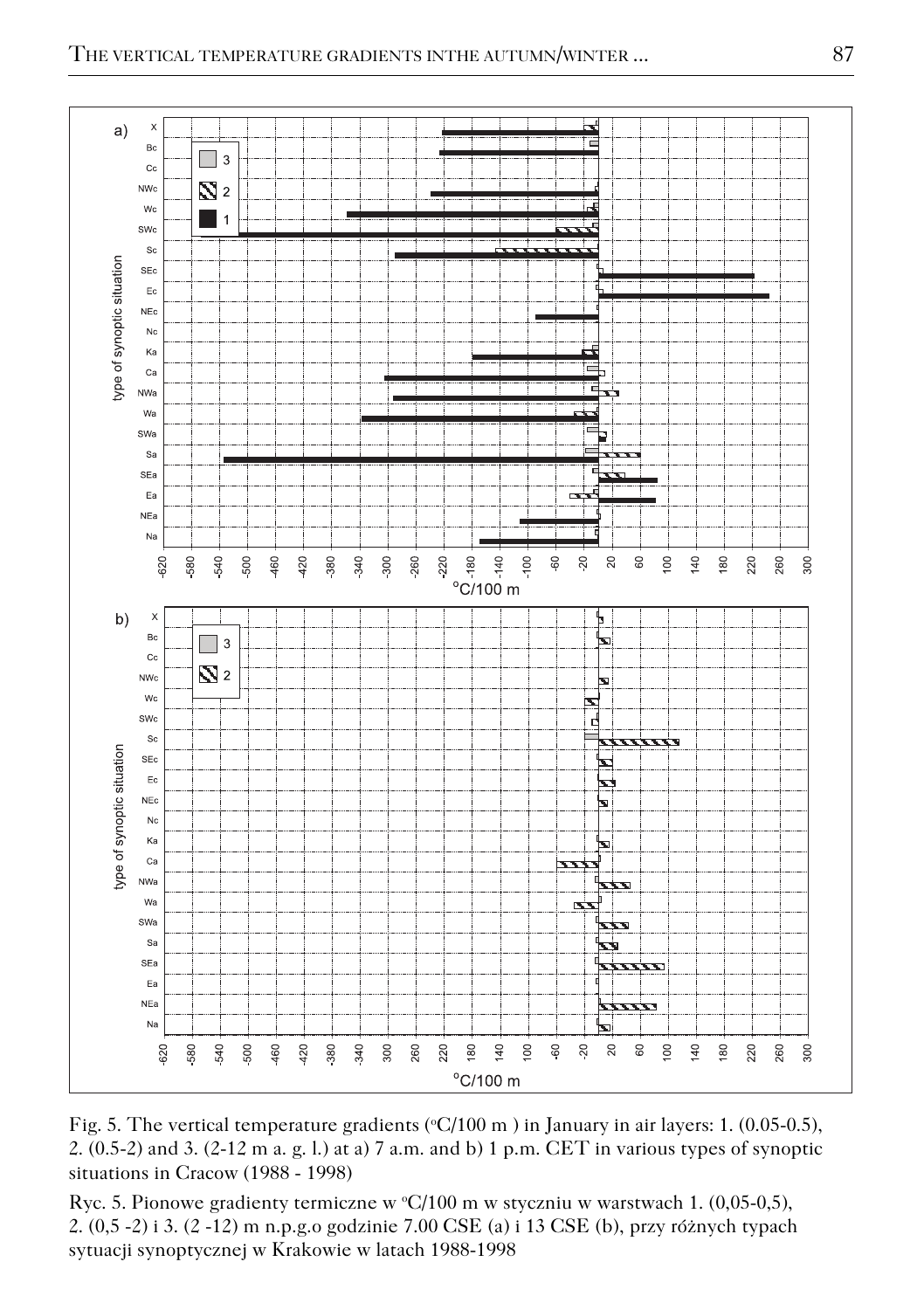Fig. 5. The vertical temperature gradients (°C/100 m ) in January in air layers: 1. (0.05-0.5), 2. (0.5-2) and 3. (2-12 m a. g. l.) at a) 7 a.m. and b) 1 p.m. CET in various types of synoptic situations in Cracow (1988 - 1998)

Ryc. 5. Pionowe gradienty termiczne w °C/100 m w styczniu w warstwach 1. (0,05-0,5), 2. (0,5 -2) i 3. (2 -12) m n.p.g.o godzinie 7.00 CSE (a) i 13 CSE (b), przy różnych typach sytuacji synoptycznej w Krakowie w latach 1988-1998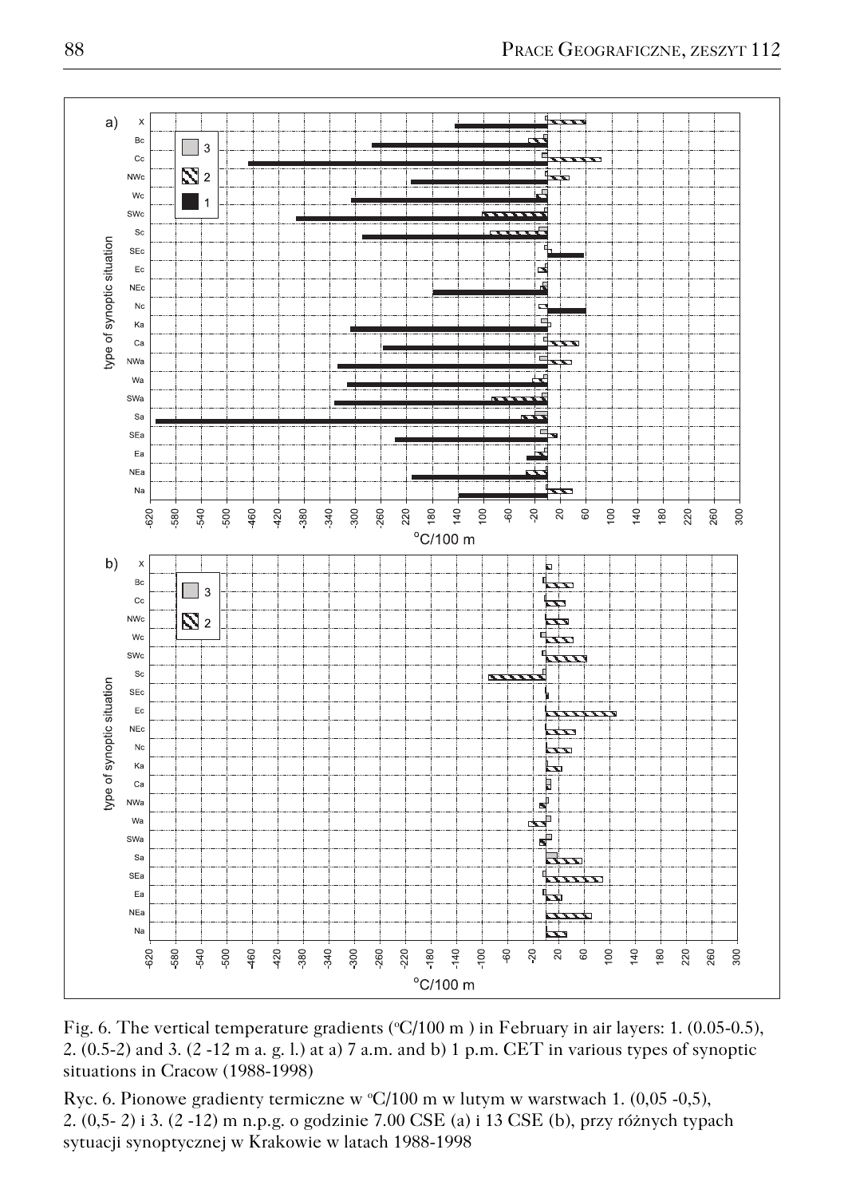Fig. 6. The vertical temperature gradients (°C/100 m ) in February in air layers: 1. (0.05-0.5), 2. (0.5-2) and 3. (2 -12 m a. g. l.) at a) 7 a.m. and b) 1 p.m. CET in various types of synoptic situations in Cracow (1988-1998)

Ryc. 6. Pionowe gradienty termiczne w °C/100 m w lutym w warstwach 1. (0,05 -0,5), 2. (0,5- 2) i 3. (2 -12) m n.p.g. o godzinie 7.00 CSE (a) i 13 CSE (b), przy różnych typach sytuacji synoptycznej w Krakowie w latach 1988-1998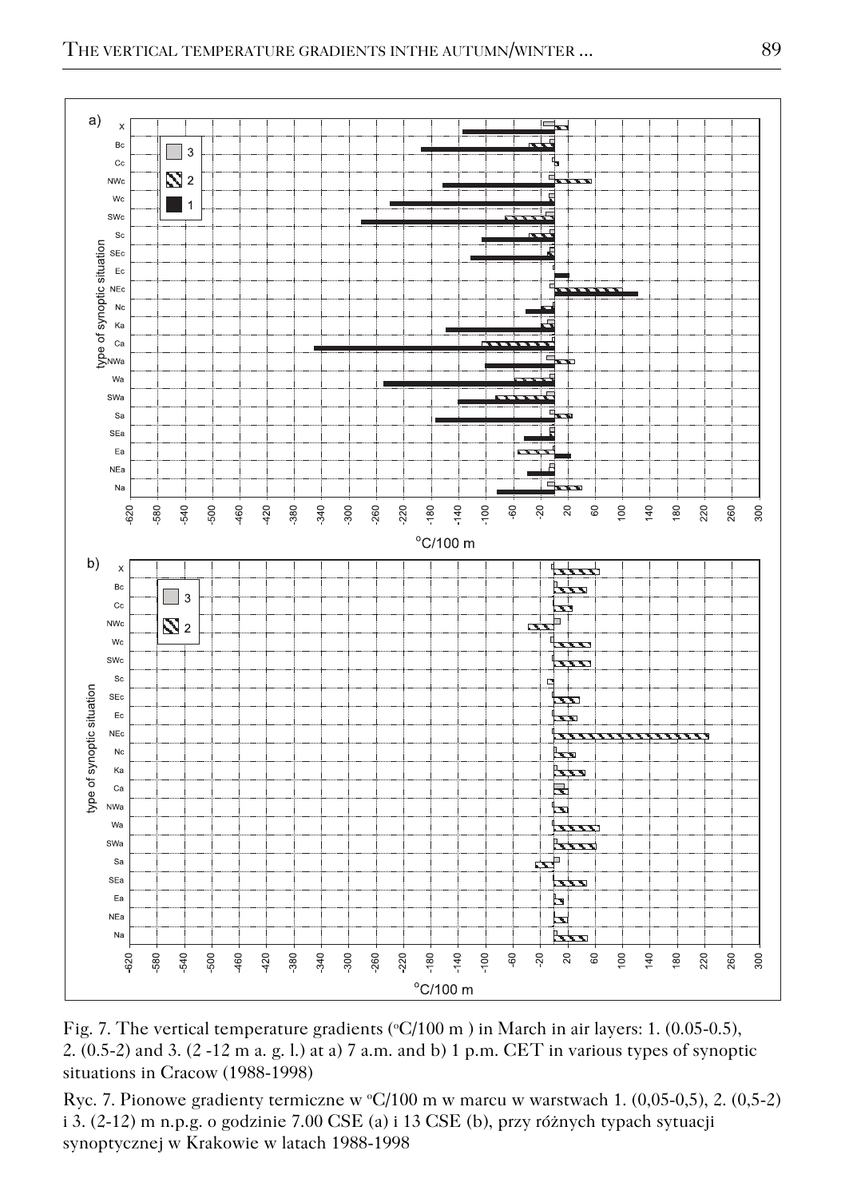Fig. 7. The vertical temperature gradients (ºC/100 m ) in March in air layers: 1. (0.05-0.5), 2. (0.5-2) and 3. (2 -12 m a. g. l.) at a) 7 a.m. and b) 1 p.m. CET in various types of synoptic situations in Cracow (1988-1998)

Ryc. 7. Pionowe gradienty termiczne w ºC/100 m w marcu w warstwach 1. (0,05-0,5), 2. (0,5-2) i 3. (2-12) m n.p.g. o godzinie 7.00 CSE (a) i 13 CSE (b), przy różnych typach sytuacji synoptycznej w Krakowie w latach 1988-1998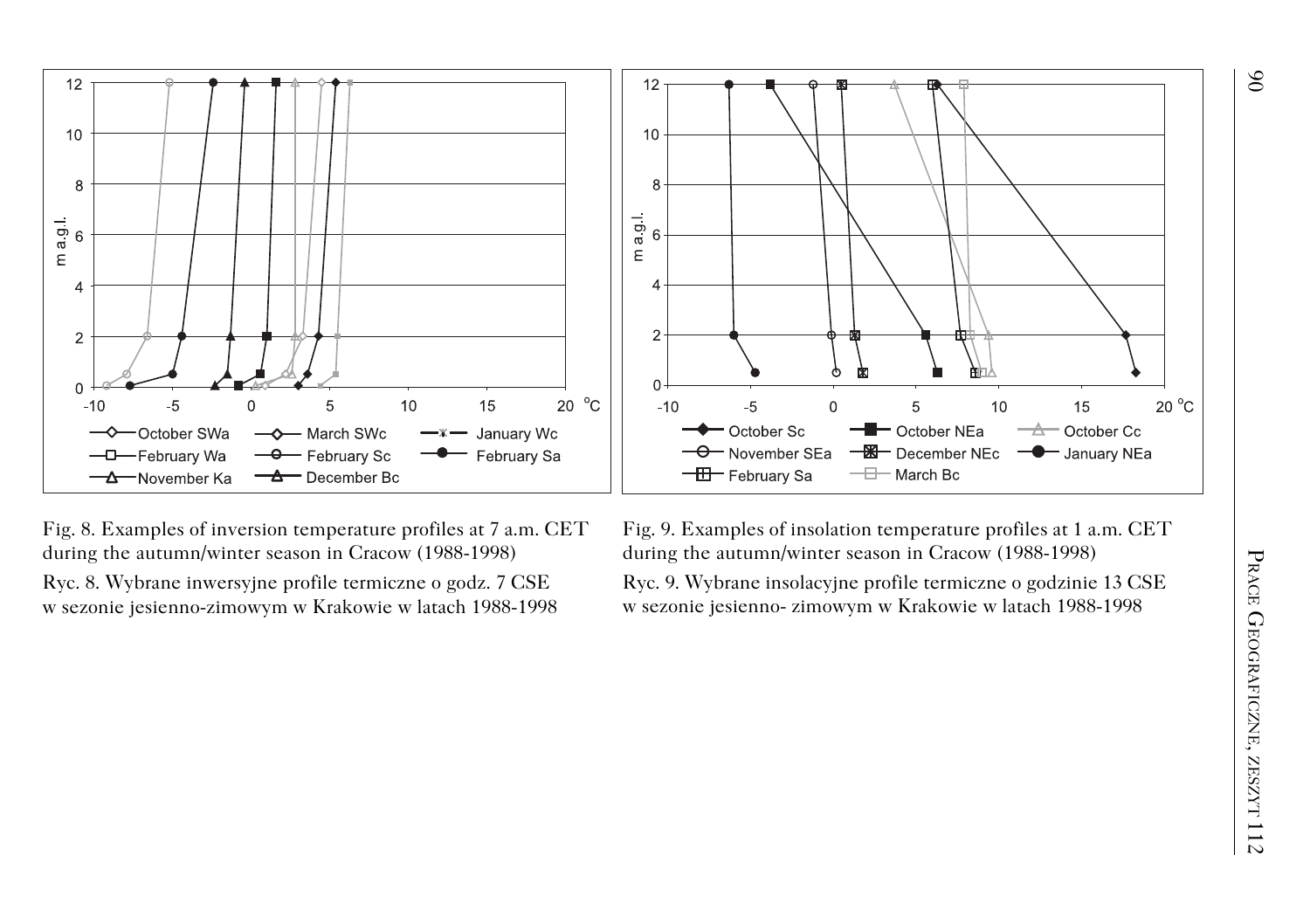Fig. 8. Examples of inversion temperature profiles at 7 a.m. CET during the autumn/winter season in Cracow (1988-1998)

Ryc. 8. Wybrane inwersyjne profile termiczne o godz. 7 CSE w sezonie jesienno-zimowym w Krakowie w latach 1988-1998

Fig. 9. Examples of insolation temperature profiles at 1 a.m. CET during the autumn/winter season in Cracow (1988-1998)

Ryc. 9. Wybrane insolacyjne profile termiczne o godzinie 13 CSE w sezonie jesienno- zimowym w Krakowie w latach 1988-1998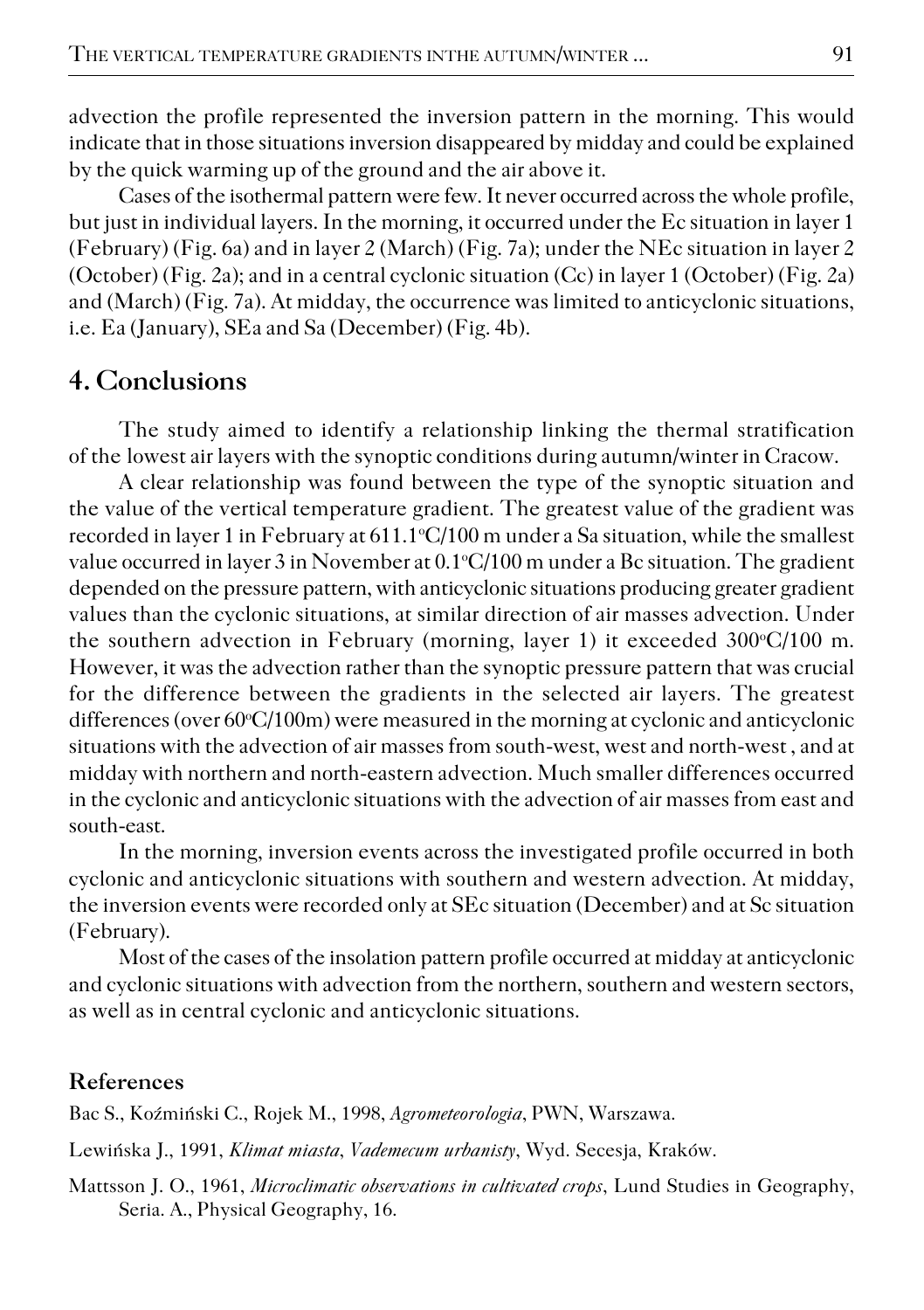advection the profile represented the inversion pattern in the morning. This would indicate that in those situations inversion disappeared by midday and could be explained by the quick warming up of the ground and the air above it.

Cases of the isothermal pattern were few. It never occurred across the whole profile, but just in individual layers. In the morning, it occurred under the Ec situation in layer 1 (February) (Fig. 6a) and in layer 2 (March) (Fig. 7a); under the NEc situation in layer 2 (October) (Fig. 2a); and in a central cyclonic situation (Cc) in layer 1 (October) (Fig. 2a) and (March) (Fig. 7a). At midday, the occurrence was limited to anticyclonic situations, i.e. Ea (January), SEa and Sa (December) (Fig. 4b).

## 4. Conclusions

The study aimed to identify a relationship linking the thermal stratification of the lowest air layers with the synoptic conditions during autumn/winter in Cracow.

A clear relationship was found between the type of the synoptic situation and the value of the vertical temperature gradient. The greatest value of the gradient was recorded in layer 1 in February at 611.1°C/100 m under a Sa situation, while the smallest value occurred in layer 3 in November at 0.1°C/100 m under a Bc situation. The gradient depended on the pressure pattern, with anticyclonic situations producing greater gradient values than the cyclonic situations, at similar direction of air masses advection. Under the southern advection in February (morning, layer 1) it exceeded 300°C/100 m. However, it was the advection rather than the synoptic pressure pattern that was crucial for the difference between the gradients in the selected air layers. The greatest differences (over 60°C/100m) were measured in the morning at cyclonic and anticyclonic situations with the advection of air masses from south-west, west and north-west , and at midday with northern and north-eastern advection. Much smaller differences occurred in the cyclonic and anticyclonic situations with the advection of air masses from east and south-east.

In the morning, inversion events across the investigated profile occurred in both cyclonic and anticyclonic situations with southern and western advection. At midday, the inversion events were recorded only at SEc situation (December) and at Sc situation (February).

Most of the cases of the insolation pattern profile occurred at midday at anticyclonic and cyclonic situations with advection from the northern, southern and western sectors, as well as in central cyclonic and anticyclonic situations.

### References

Bac S., Koźmiński C., Rojek M., 1998, *Agrometeorologia*, PWN, Warszawa.

Lewińska J., 1991, *Klimat miasta*, *Vademecum urbanisty*, Wyd. Secesja, Kraków.

Mattsson J. O., 1961, *Microclimatic observations in cultivated crops*, Lund Studies in Geography, Seria. A., Physical Geography, 16.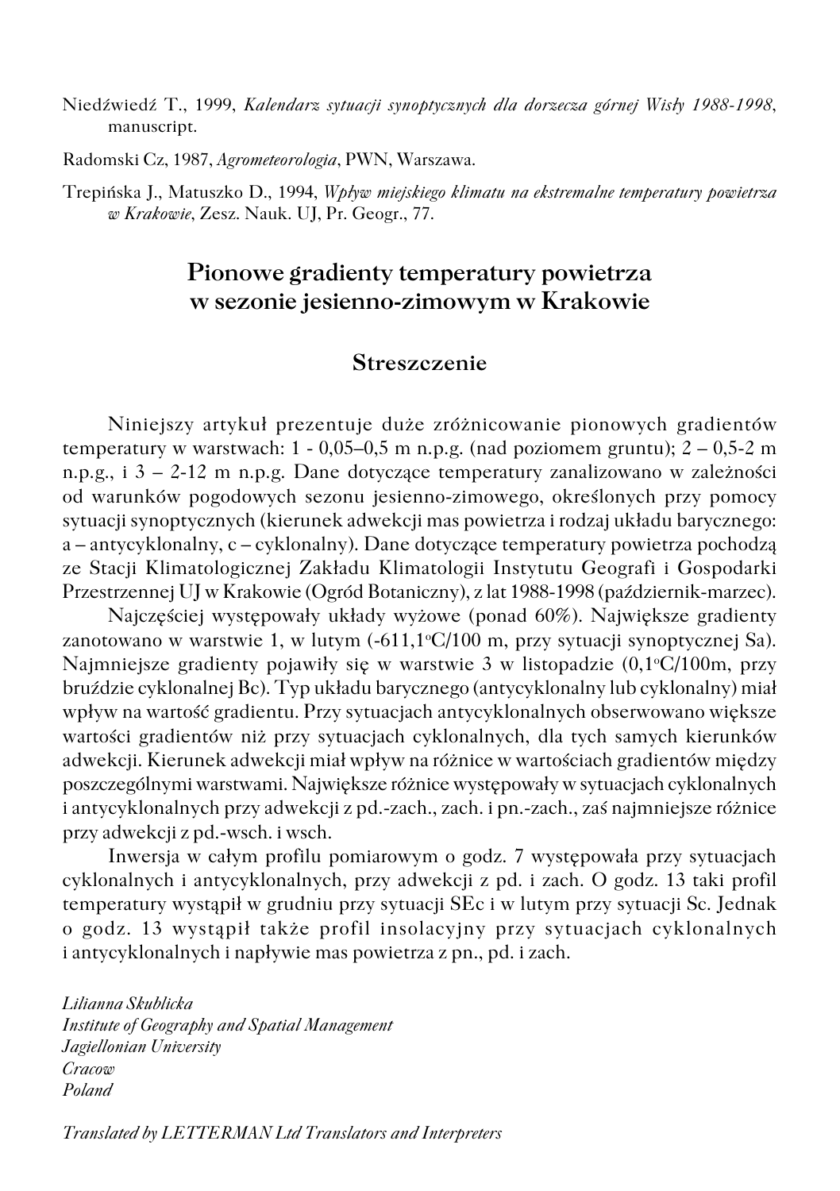Niedźwiedź T., 1999, *Kalendarz sytuacji synoptycznych dla dorzecza górnej Wisły 1988-1998*, manuscript.

Radomski Cz, 1987, *Agrometeorologia*, PWN, Warszawa.

Trepińska J., Matuszko D., 1994, *Wpływ miejskiego klimatu na ekstremalne temperatury powietrza w Krakowie*, Zesz. Nauk. UJ, Pr. Geogr., 77.

## Pionowe gradienty temperatury powietrza w sezonie jesienno-zimowym w Krakowie

### Streszczenie

Niniejszy artykuł prezentuje duże zróżnicowanie pionowych gradientów temperatury w warstwach: 1 - 0,05–0,5 m n.p.g. (nad poziomem gruntu); 2 – 0,5-2 m n.p.g., i 3 – 2-12 m n.p.g. Dane dotyczące temperatury zanalizowano w zależności od warunków pogodowych sezonu jesienno-zimowego, określonych przy pomocy sytuacji synoptycznych (kierunek adwekcji mas powietrza i rodzaj układu barycznego: a – antycyklonalny, c – cyklonalny). Dane dotyczące temperatury powietrza pochodzą ze Stacji Klimatologicznej Zakładu Klimatologii Instytutu Geografi i Gospodarki Przestrzennej UJ w Krakowie (Ogród Botaniczny), z lat 1988-1998 (październik-marzec).

Najczęściej występowały układy wyżowe (ponad 60%). Największe gradienty zanotowano w warstwie 1, w lutym (-611,1°C/100 m, przy sytuacji synoptycznej Sa). Najmniejsze gradienty pojawiły się w warstwie 3 w listopadzie (0,1°C/100m, przy bruździe cyklonalnej Bc). Typ układu barycznego (antycyklonalny lub cyklonalny) miał wpływ na wartość gradientu. Przy sytuacjach antycyklonalnych obserwowano większe wartości gradientów niż przy sytuacjach cyklonalnych, dla tych samych kierunków adwekcji. Kierunek adwekcji miał wpływ na różnice w wartościach gradientów między poszczególnymi warstwami. Największe różnice występowały w sytuacjach cyklonalnych i antycyklonalnych przy adwekcji z pd.-zach., zach. i pn.-zach., zaś najmniejsze różnice przy adwekcji z pd.-wsch. i wsch.

Inwersja w całym profilu pomiarowym o godz. 7 występowała przy sytuacjach cyklonalnych i antycyklonalnych, przy adwekcji z pd. i zach. O godz. 13 taki profil temperatury wystąpił w grudniu przy sytuacji SEc i w lutym przy sytuacji Sc. Jednak o godz. 13 wystąpił także profil insolacyjny przy sytuacjach cyklonalnych i antycyklonalnych i napływie mas powietrza z pn., pd. i zach.

*Lilianna Skublicka*
*Institute of Geography and Spatial Management*
*Jagiellonian University*
*Cracow*
*Poland*

*Translated by LETTERMAN Ltd Translators and Interpreters*